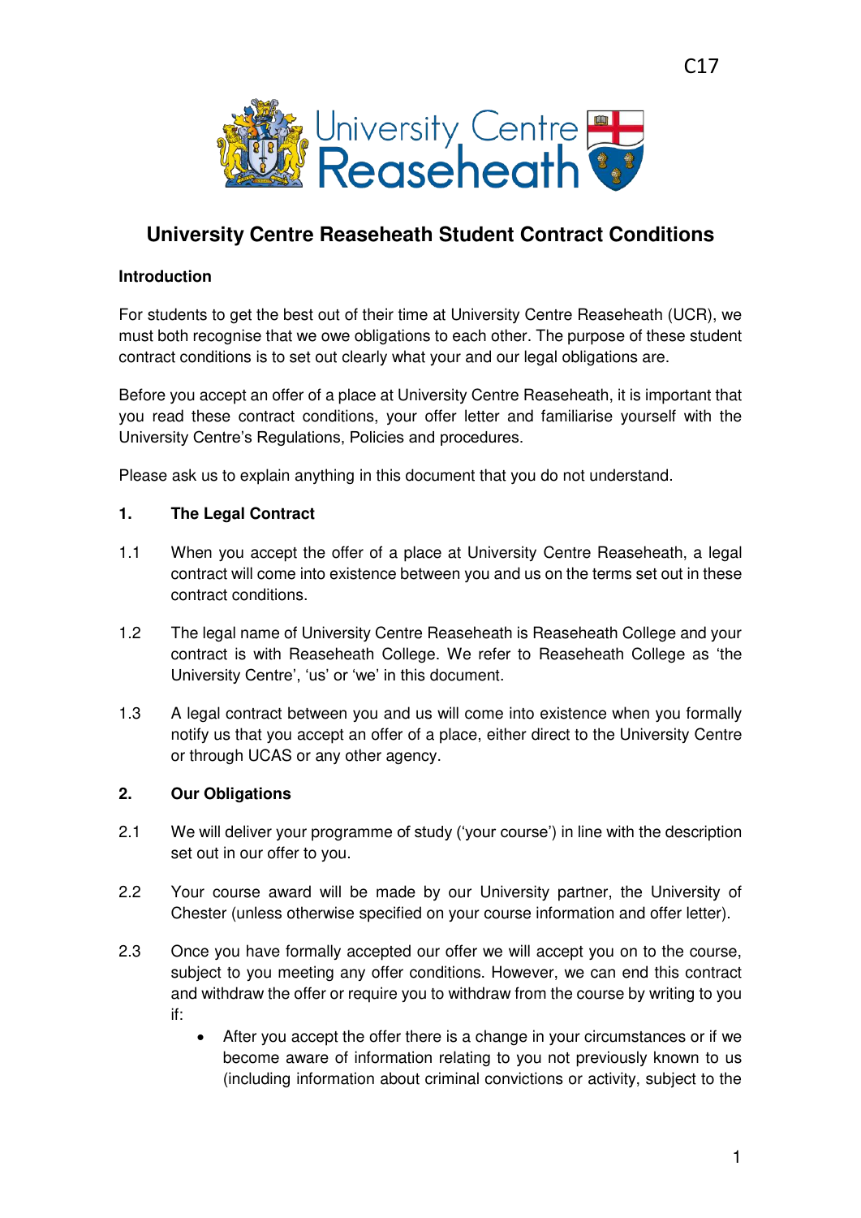# University Centre Reaseheath Student Contract Conditions

**Introduction**

For students to get the best out of their time at University Centre Reaseheath (UCR), we must both recognise that we owe obligations to each other. The purpose of these student contract conditions is to set out clearly what your and our legal obligations are.

Before you accept an offer of a place at University Centre Reaseheath, it is important that you read these contract conditions, your offer letter and familiarise yourself with the University Centre's Regulations, Policies and procedures.

Please ask us to explain anything in this document that you do not understand.

## 1. The Legal Contract

1.1 When you accept the offer of a place at University Centre Reaseheath, a legal contract will come into existence between you and us on the terms set out in these contract conditions.

1.2 The legal name of University Centre Reaseheath is Reaseheath College and your contract is with Reaseheath College. We refer to Reaseheath College as 'the University Centre', 'us' or 'we' in this document.

1.3 A legal contract between you and us will come into existence when you formally notify us that you accept an offer of a place, either direct to the University Centre or through UCAS or any other agency.

## 2. Our Obligations

2.1 We will deliver your programme of study ('your course') in line with the description set out in our offer to you.

2.2 Your course award will be made by our University partner, the University of Chester (unless otherwise specified on your course information and offer letter).

2.3 Once you have formally accepted our offer we will accept you on to the course, subject to you meeting any offer conditions. However, we can end this contract and withdraw the offer or require you to withdraw from the course by writing to you if:

- After you accept the offer there is a change in your circumstances or if we become aware of information relating to you not previously known to us (including information about criminal convictions or activity, subject to the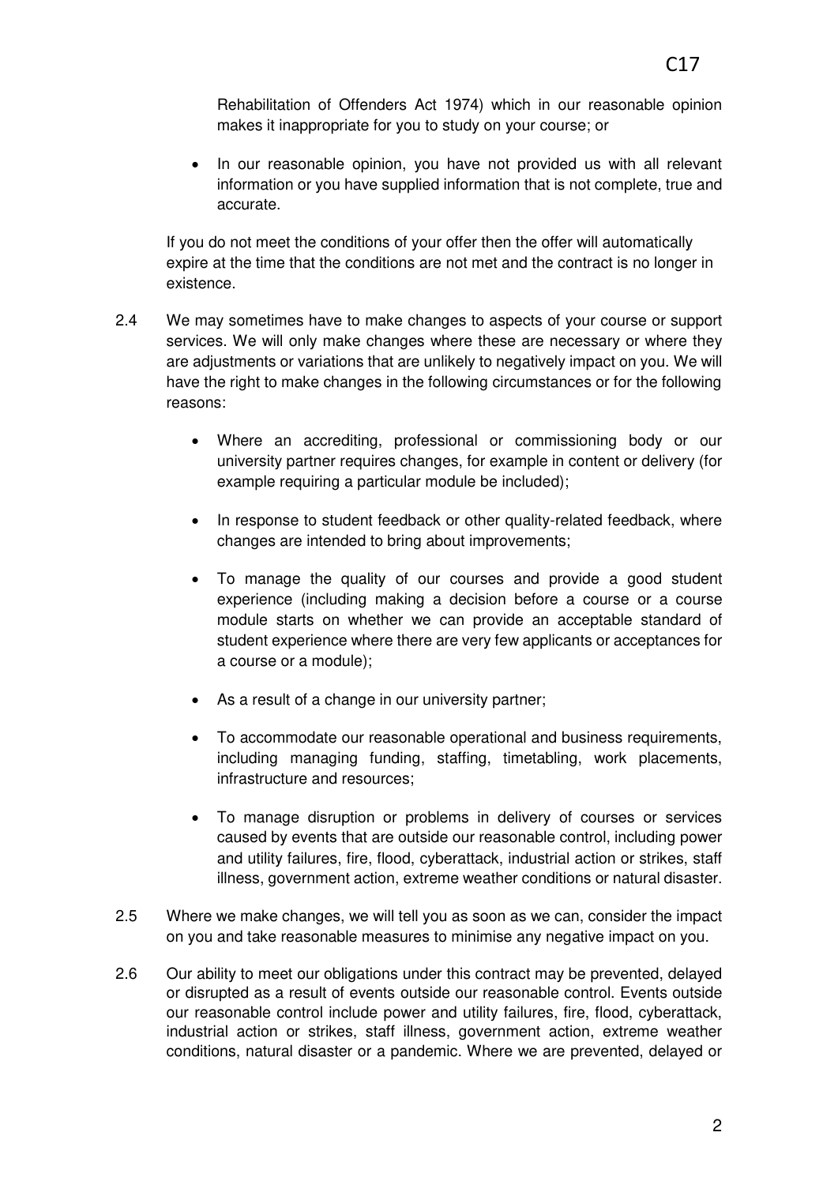Rehabilitation of Offenders Act 1974) which in our reasonable opinion makes it inappropriate for you to study on your course; or

- In our reasonable opinion, you have not provided us with all relevant information or you have supplied information that is not complete, true and accurate.

If you do not meet the conditions of your offer then the offer will automatically expire at the time that the conditions are not met and the contract is no longer in existence.

2.4 We may sometimes have to make changes to aspects of your course or support services. We will only make changes where these are necessary or where they are adjustments or variations that are unlikely to negatively impact on you. We will have the right to make changes in the following circumstances or for the following reasons:

- Where an accrediting, professional or commissioning body or our university partner requires changes, for example in content or delivery (for example requiring a particular module be included);
- In response to student feedback or other quality-related feedback, where changes are intended to bring about improvements;
- To manage the quality of our courses and provide a good student experience (including making a decision before a course or a course module starts on whether we can provide an acceptable standard of student experience where there are very few applicants or acceptances for a course or a module);
- As a result of a change in our university partner;
- To accommodate our reasonable operational and business requirements, including managing funding, staffing, timetabling, work placements, infrastructure and resources;
- To manage disruption or problems in delivery of courses or services caused by events that are outside our reasonable control, including power and utility failures, fire, flood, cyberattack, industrial action or strikes, staff illness, government action, extreme weather conditions or natural disaster.

2.5 Where we make changes, we will tell you as soon as we can, consider the impact on you and take reasonable measures to minimise any negative impact on you.

2.6 Our ability to meet our obligations under this contract may be prevented, delayed or disrupted as a result of events outside our reasonable control. Events outside our reasonable control include power and utility failures, fire, flood, cyberattack, industrial action or strikes, staff illness, government action, extreme weather conditions, natural disaster or a pandemic. Where we are prevented, delayed or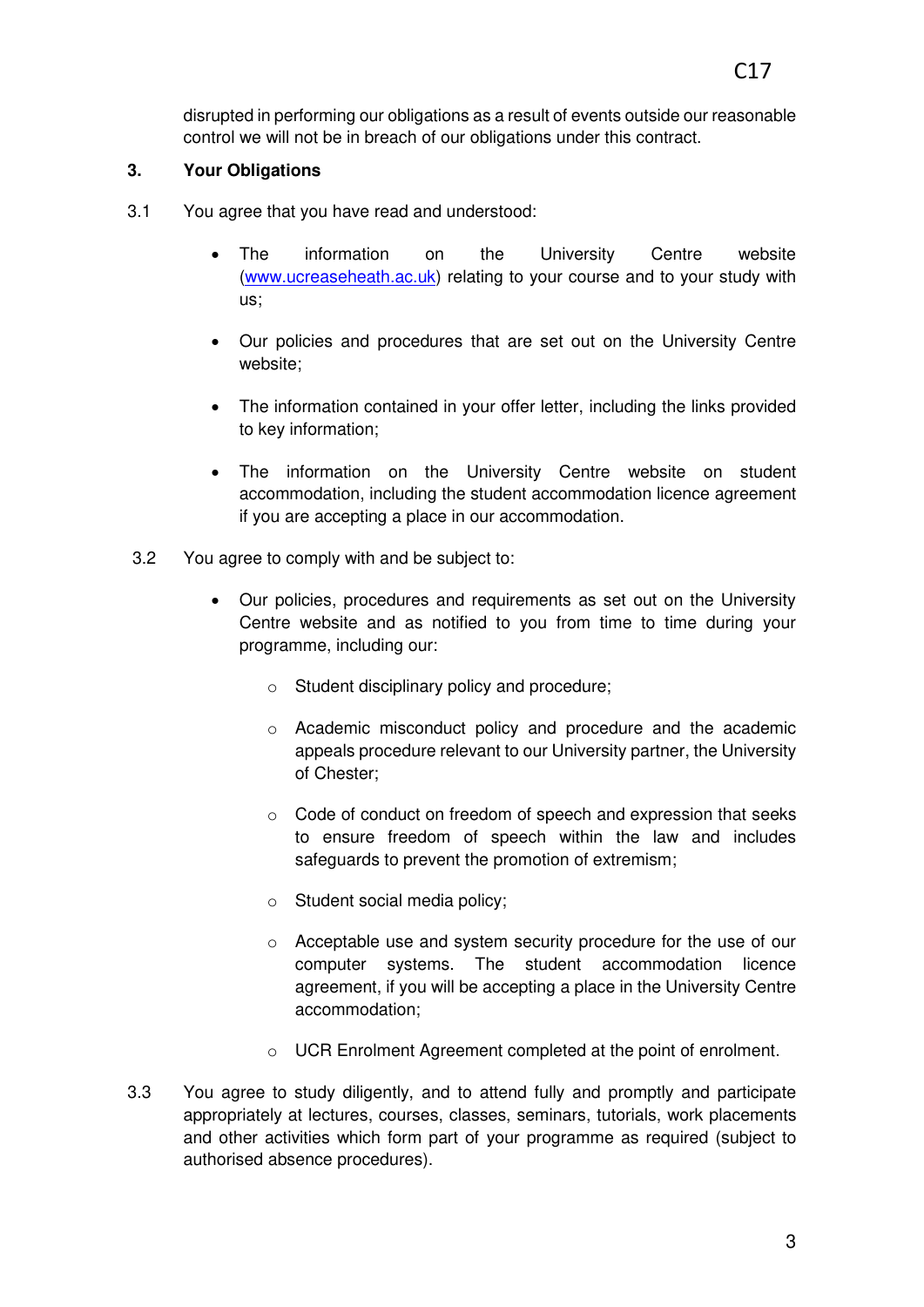disrupted in performing our obligations as a result of events outside our reasonable control we will not be in breach of our obligations under this contract.

**3. Your Obligations**

3.1 You agree that you have read and understood:

- The information on the University Centre website (www.ucreaseheath.ac.uk) relating to your course and to your study with us;
- Our policies and procedures that are set out on the University Centre website;
- The information contained in your offer letter, including the links provided to key information;
- The information on the University Centre website on student accommodation, including the student accommodation licence agreement if you are accepting a place in our accommodation.

3.2 You agree to comply with and be subject to:

- Our policies, procedures and requirements as set out on the University Centre website and as notified to you from time to time during your programme, including our:
  - Student disciplinary policy and procedure;
  - Academic misconduct policy and procedure and the academic appeals procedure relevant to our University partner, the University of Chester;
  - Code of conduct on freedom of speech and expression that seeks to ensure freedom of speech within the law and includes safeguards to prevent the promotion of extremism;
  - Student social media policy;
  - Acceptable use and system security procedure for the use of our computer systems. The student accommodation licence agreement, if you will be accepting a place in the University Centre accommodation;
  - UCR Enrolment Agreement completed at the point of enrolment.

3.3 You agree to study diligently, and to attend fully and promptly and participate appropriately at lectures, courses, classes, seminars, tutorials, work placements and other activities which form part of your programme as required (subject to authorised absence procedures).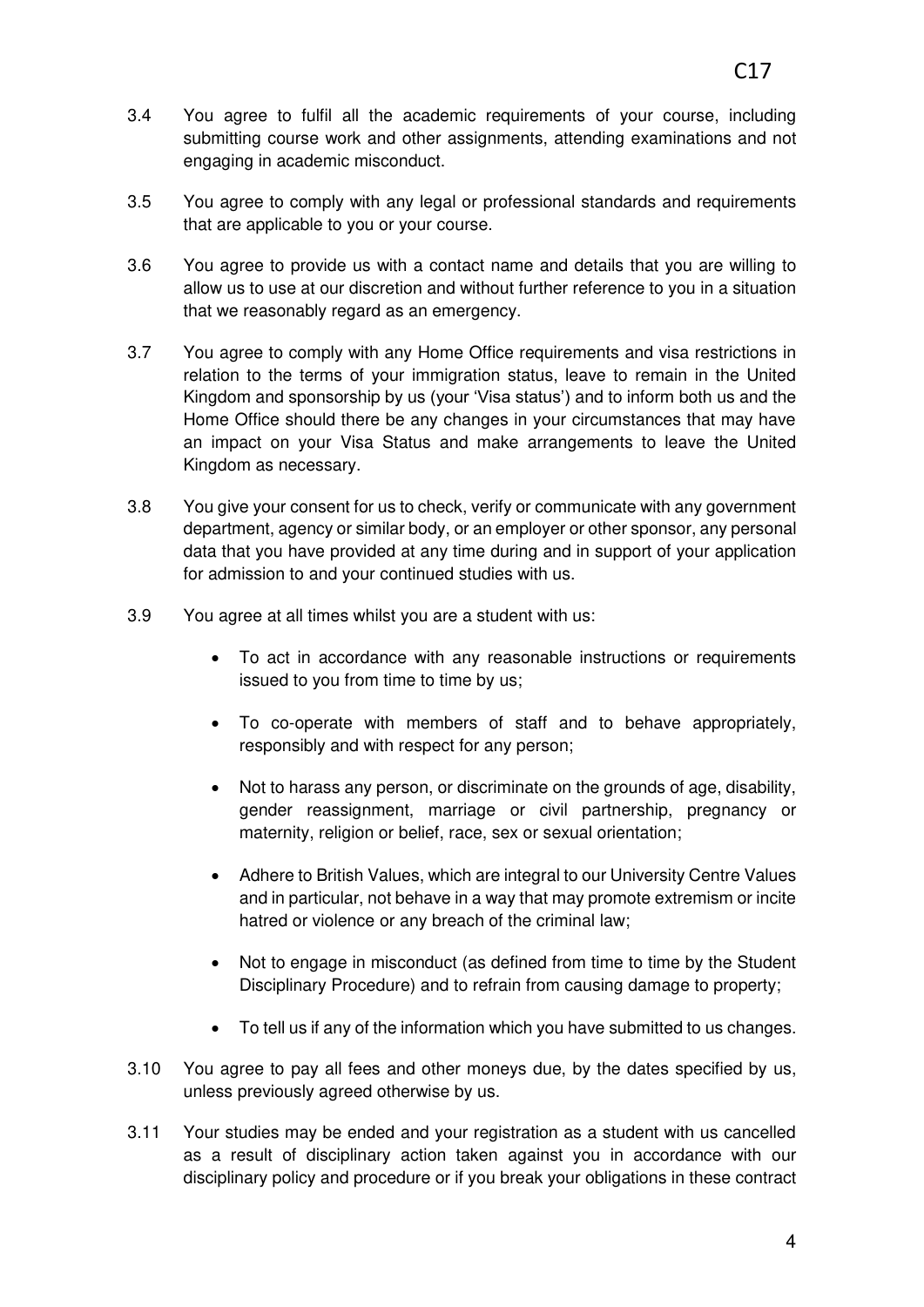3.4 You agree to fulfil all the academic requirements of your course, including submitting course work and other assignments, attending examinations and not engaging in academic misconduct.

3.5 You agree to comply with any legal or professional standards and requirements that are applicable to you or your course.

3.6 You agree to provide us with a contact name and details that you are willing to allow us to use at our discretion and without further reference to you in a situation that we reasonably regard as an emergency.

3.7 You agree to comply with any Home Office requirements and visa restrictions in relation to the terms of your immigration status, leave to remain in the United Kingdom and sponsorship by us (your 'Visa status') and to inform both us and the Home Office should there be any changes in your circumstances that may have an impact on your Visa Status and make arrangements to leave the United Kingdom as necessary.

3.8 You give your consent for us to check, verify or communicate with any government department, agency or similar body, or an employer or other sponsor, any personal data that you have provided at any time during and in support of your application for admission to and your continued studies with us.

3.9 You agree at all times whilst you are a student with us:

- To act in accordance with any reasonable instructions or requirements issued to you from time to time by us;
- To co-operate with members of staff and to behave appropriately, responsibly and with respect for any person;
- Not to harass any person, or discriminate on the grounds of age, disability, gender reassignment, marriage or civil partnership, pregnancy or maternity, religion or belief, race, sex or sexual orientation;
- Adhere to British Values, which are integral to our University Centre Values and in particular, not behave in a way that may promote extremism or incite hatred or violence or any breach of the criminal law;
- Not to engage in misconduct (as defined from time to time by the Student Disciplinary Procedure) and to refrain from causing damage to property;
- To tell us if any of the information which you have submitted to us changes.

3.10 You agree to pay all fees and other moneys due, by the dates specified by us, unless previously agreed otherwise by us.

3.11 Your studies may be ended and your registration as a student with us cancelled as a result of disciplinary action taken against you in accordance with our disciplinary policy and procedure or if you break your obligations in these contract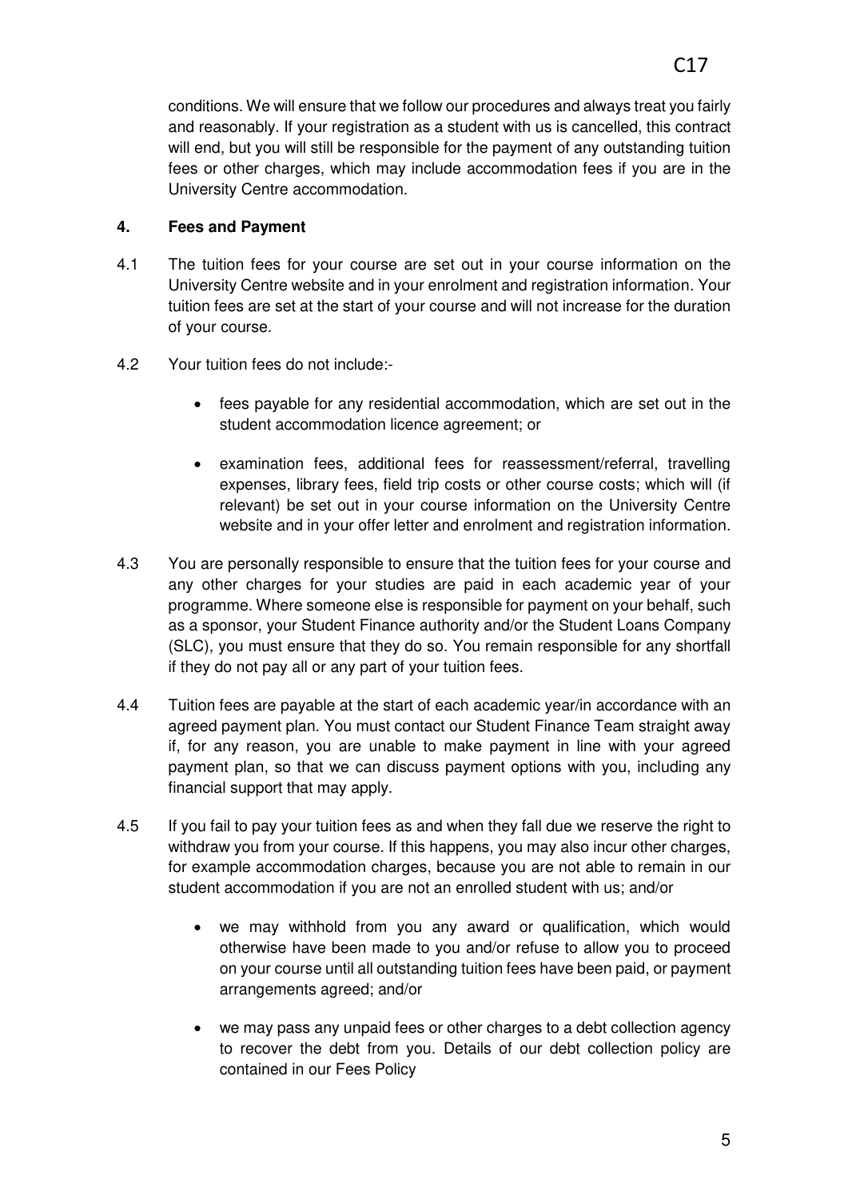conditions. We will ensure that we follow our procedures and always treat you fairly and reasonably. If your registration as a student with us is cancelled, this contract will end, but you will still be responsible for the payment of any outstanding tuition fees or other charges, which may include accommodation fees if you are in the University Centre accommodation.

## 4. Fees and Payment

4.1 The tuition fees for your course are set out in your course information on the University Centre website and in your enrolment and registration information. Your tuition fees are set at the start of your course and will not increase for the duration of your course.

4.2 Your tuition fees do not include:-

- fees payable for any residential accommodation, which are set out in the student accommodation licence agreement; or
- examination fees, additional fees for reassessment/referral, travelling expenses, library fees, field trip costs or other course costs; which will (if relevant) be set out in your course information on the University Centre website and in your offer letter and enrolment and registration information.

4.3 You are personally responsible to ensure that the tuition fees for your course and any other charges for your studies are paid in each academic year of your programme. Where someone else is responsible for payment on your behalf, such as a sponsor, your Student Finance authority and/or the Student Loans Company (SLC), you must ensure that they do so. You remain responsible for any shortfall if they do not pay all or any part of your tuition fees.

4.4 Tuition fees are payable at the start of each academic year/in accordance with an agreed payment plan. You must contact our Student Finance Team straight away if, for any reason, you are unable to make payment in line with your agreed payment plan, so that we can discuss payment options with you, including any financial support that may apply.

4.5 If you fail to pay your tuition fees as and when they fall due we reserve the right to withdraw you from your course. If this happens, you may also incur other charges, for example accommodation charges, because you are not able to remain in our student accommodation if you are not an enrolled student with us; and/or

- we may withhold from you any award or qualification, which would otherwise have been made to you and/or refuse to allow you to proceed on your course until all outstanding tuition fees have been paid, or payment arrangements agreed; and/or
- we may pass any unpaid fees or other charges to a debt collection agency to recover the debt from you. Details of our debt collection policy are contained in our Fees Policy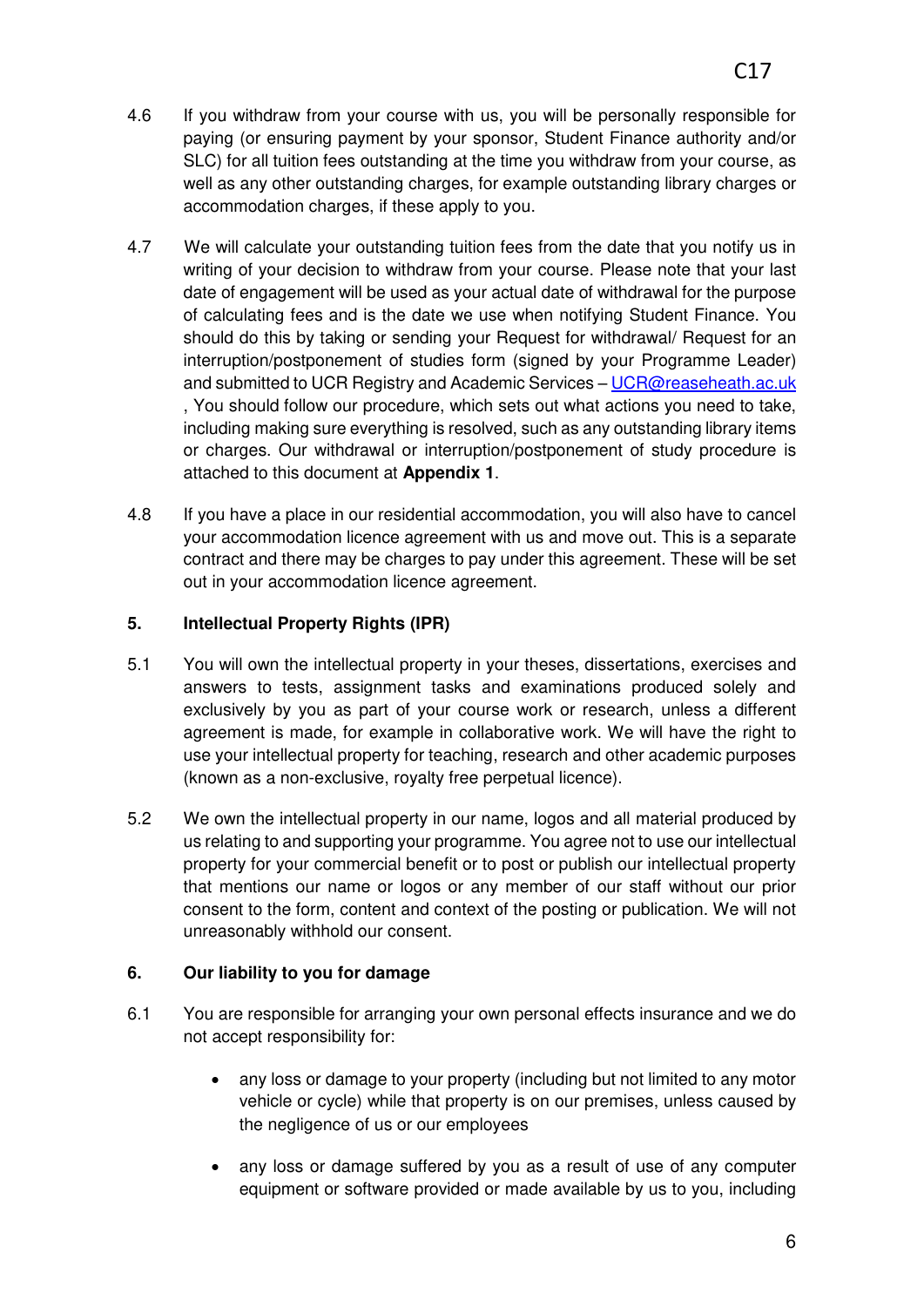4.6 If you withdraw from your course with us, you will be personally responsible for paying (or ensuring payment by your sponsor, Student Finance authority and/or SLC) for all tuition fees outstanding at the time you withdraw from your course, as well as any other outstanding charges, for example outstanding library charges or accommodation charges, if these apply to you.

4.7 We will calculate your outstanding tuition fees from the date that you notify us in writing of your decision to withdraw from your course. Please note that your last date of engagement will be used as your actual date of withdrawal for the purpose of calculating fees and is the date we use when notifying Student Finance. You should do this by taking or sending your Request for withdrawal/ Request for an interruption/postponement of studies form (signed by your Programme Leader) and submitted to UCR Registry and Academic Services – UCR@reaseheath.ac.uk , You should follow our procedure, which sets out what actions you need to take, including making sure everything is resolved, such as any outstanding library items or charges. Our withdrawal or interruption/postponement of study procedure is attached to this document at **Appendix 1**.

4.8 If you have a place in our residential accommodation, you will also have to cancel your accommodation licence agreement with us and move out. This is a separate contract and there may be charges to pay under this agreement. These will be set out in your accommodation licence agreement.

## 5. Intellectual Property Rights (IPR)

5.1 You will own the intellectual property in your theses, dissertations, exercises and answers to tests, assignment tasks and examinations produced solely and exclusively by you as part of your course work or research, unless a different agreement is made, for example in collaborative work. We will have the right to use your intellectual property for teaching, research and other academic purposes (known as a non-exclusive, royalty free perpetual licence).

5.2 We own the intellectual property in our name, logos and all material produced by us relating to and supporting your programme. You agree not to use our intellectual property for your commercial benefit or to post or publish our intellectual property that mentions our name or logos or any member of our staff without our prior consent to the form, content and context of the posting or publication. We will not unreasonably withhold our consent.

## 6. Our liability to you for damage

6.1 You are responsible for arranging your own personal effects insurance and we do not accept responsibility for:

- any loss or damage to your property (including but not limited to any motor vehicle or cycle) while that property is on our premises, unless caused by the negligence of us or our employees
- any loss or damage suffered by you as a result of use of any computer equipment or software provided or made available by us to you, including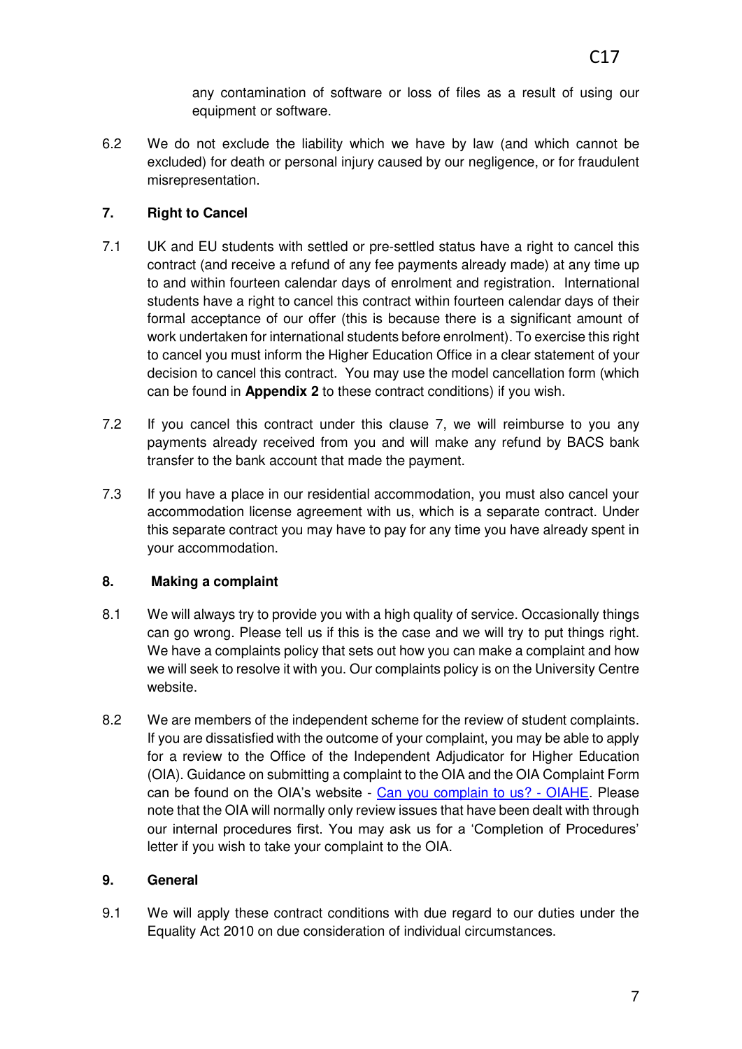any contamination of software or loss of files as a result of using our equipment or software.

6.2 We do not exclude the liability which we have by law (and which cannot be excluded) for death or personal injury caused by our negligence, or for fraudulent misrepresentation.

## 7. Right to Cancel

7.1 UK and EU students with settled or pre-settled status have a right to cancel this contract (and receive a refund of any fee payments already made) at any time up to and within fourteen calendar days of enrolment and registration. International students have a right to cancel this contract within fourteen calendar days of their formal acceptance of our offer (this is because there is a significant amount of work undertaken for international students before enrolment). To exercise this right to cancel you must inform the Higher Education Office in a clear statement of your decision to cancel this contract. You may use the model cancellation form (which can be found in **Appendix 2** to these contract conditions) if you wish.

7.2 If you cancel this contract under this clause 7, we will reimburse to you any payments already received from you and will make any refund by BACS bank transfer to the bank account that made the payment.

7.3 If you have a place in our residential accommodation, you must also cancel your accommodation license agreement with us, which is a separate contract. Under this separate contract you may have to pay for any time you have already spent in your accommodation.

## 8. Making a complaint

8.1 We will always try to provide you with a high quality of service. Occasionally things can go wrong. Please tell us if this is the case and we will try to put things right. We have a complaints policy that sets out how you can make a complaint and how we will seek to resolve it with you. Our complaints policy is on the University Centre website.

8.2 We are members of the independent scheme for the review of student complaints. If you are dissatisfied with the outcome of your complaint, you may be able to apply for a review to the Office of the Independent Adjudicator for Higher Education (OIA). Guidance on submitting a complaint to the OIA and the OIA Complaint Form can be found on the OIA's website - Can you complain to us? - OIAHE. Please note that the OIA will normally only review issues that have been dealt with through our internal procedures first. You may ask us for a 'Completion of Procedures' letter if you wish to take your complaint to the OIA.

## 9. General

9.1 We will apply these contract conditions with due regard to our duties under the Equality Act 2010 on due consideration of individual circumstances.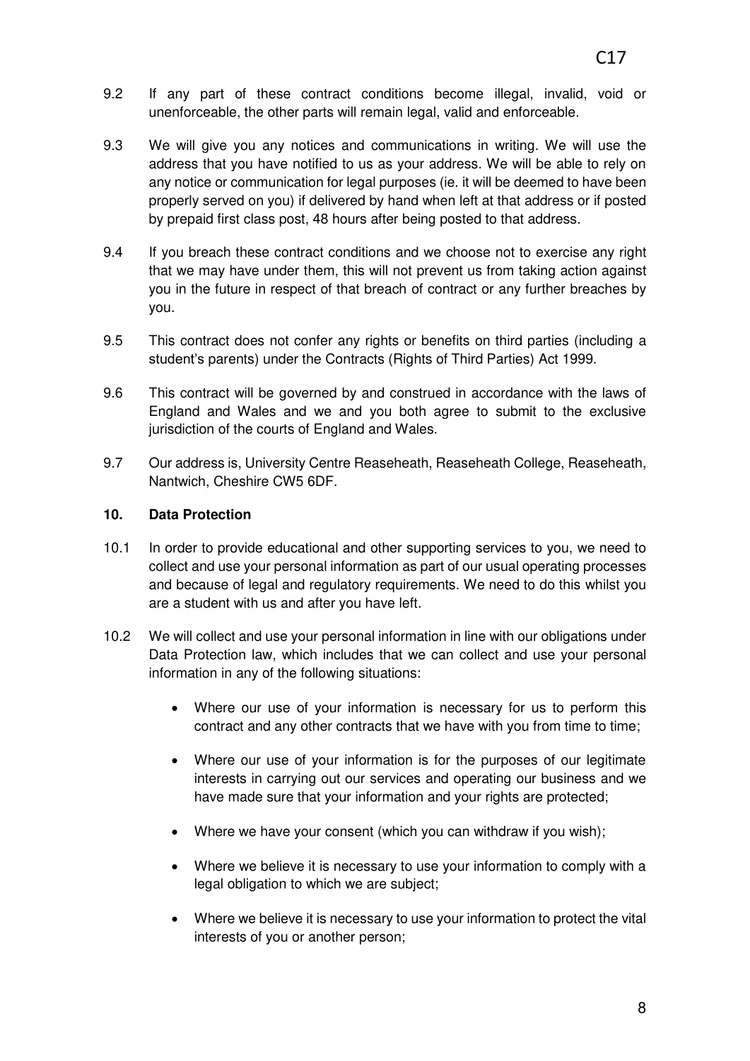9.2 If any part of these contract conditions become illegal, invalid, void or unenforceable, the other parts will remain legal, valid and enforceable.

9.3 We will give you any notices and communications in writing. We will use the address that you have notified to us as your address. We will be able to rely on any notice or communication for legal purposes (ie. it will be deemed to have been properly served on you) if delivered by hand when left at that address or if posted by prepaid first class post, 48 hours after being posted to that address.

9.4 If you breach these contract conditions and we choose not to exercise any right that we may have under them, this will not prevent us from taking action against you in the future in respect of that breach of contract or any further breaches by you.

9.5 This contract does not confer any rights or benefits on third parties (including a student's parents) under the Contracts (Rights of Third Parties) Act 1999.

9.6 This contract will be governed by and construed in accordance with the laws of England and Wales and we and you both agree to submit to the exclusive jurisdiction of the courts of England and Wales.

9.7 Our address is, University Centre Reaseheath, Reaseheath College, Reaseheath, Nantwich, Cheshire CW5 6DF.

**10. Data Protection**

10.1 In order to provide educational and other supporting services to you, we need to collect and use your personal information as part of our usual operating processes and because of legal and regulatory requirements. We need to do this whilst you are a student with us and after you have left.

10.2 We will collect and use your personal information in line with our obligations under Data Protection law, which includes that we can collect and use your personal information in any of the following situations:

- Where our use of your information is necessary for us to perform this contract and any other contracts that we have with you from time to time;
- Where our use of your information is for the purposes of our legitimate interests in carrying out our services and operating our business and we have made sure that your information and your rights are protected;
- Where we have your consent (which you can withdraw if you wish);
- Where we believe it is necessary to use your information to comply with a legal obligation to which we are subject;
- Where we believe it is necessary to use your information to protect the vital interests of you or another person;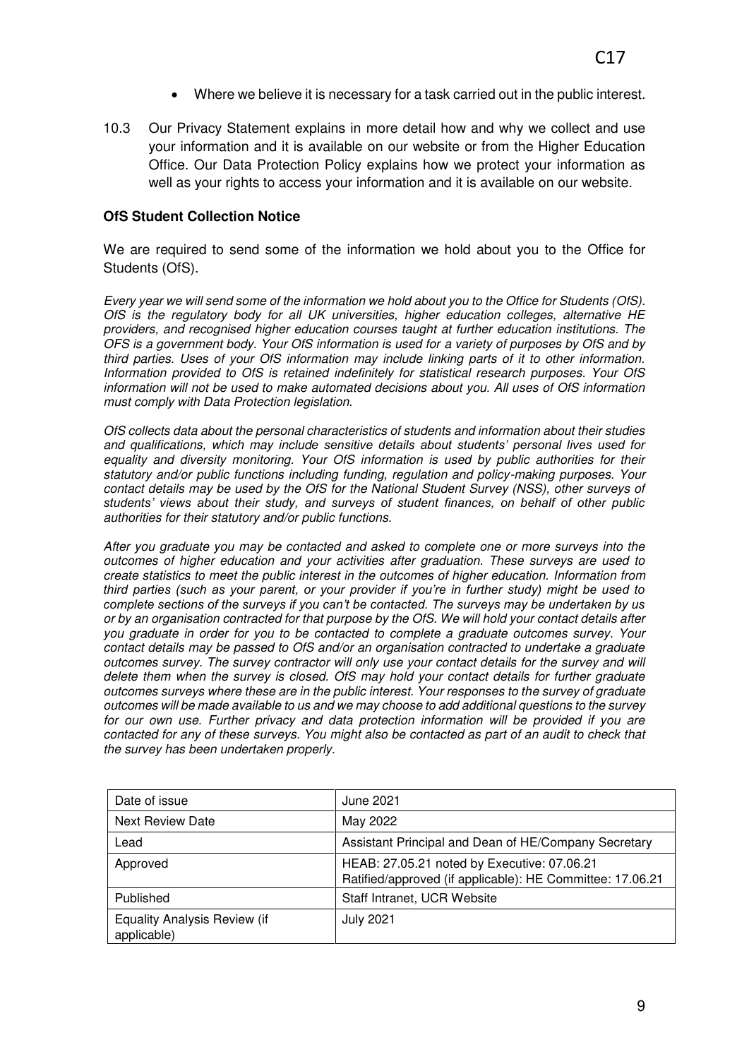- Where we believe it is necessary for a task carried out in the public interest.

10.3 Our Privacy Statement explains in more detail how and why we collect and use your information and it is available on our website or from the Higher Education Office. Our Data Protection Policy explains how we protect your information as well as your rights to access your information and it is available on our website.

**OfS Student Collection Notice**

We are required to send some of the information we hold about you to the Office for Students (OfS).

*Every year we will send some of the information we hold about you to the Office for Students (OfS). OfS is the regulatory body for all UK universities, higher education colleges, alternative HE providers, and recognised higher education courses taught at further education institutions. The OFS is a government body. Your OfS information is used for a variety of purposes by OfS and by third parties. Uses of your OfS information may include linking parts of it to other information. Information provided to OfS is retained indefinitely for statistical research purposes. Your OfS information will not be used to make automated decisions about you. All uses of OfS information must comply with Data Protection legislation.*

*OfS collects data about the personal characteristics of students and information about their studies and qualifications, which may include sensitive details about students' personal lives used for equality and diversity monitoring. Your OfS information is used by public authorities for their statutory and/or public functions including funding, regulation and policy-making purposes. Your contact details may be used by the OfS for the National Student Survey (NSS), other surveys of students' views about their study, and surveys of student finances, on behalf of other public authorities for their statutory and/or public functions.*

*After you graduate you may be contacted and asked to complete one or more surveys into the outcomes of higher education and your activities after graduation. These surveys are used to create statistics to meet the public interest in the outcomes of higher education. Information from third parties (such as your parent, or your provider if you're in further study) might be used to complete sections of the surveys if you can't be contacted. The surveys may be undertaken by us or by an organisation contracted for that purpose by the OfS. We will hold your contact details after you graduate in order for you to be contacted to complete a graduate outcomes survey. Your contact details may be passed to OfS and/or an organisation contracted to undertake a graduate outcomes survey. The survey contractor will only use your contact details for the survey and will delete them when the survey is closed. OfS may hold your contact details for further graduate outcomes surveys where these are in the public interest. Your responses to the survey of graduate outcomes will be made available to us and we may choose to add additional questions to the survey for our own use. Further privacy and data protection information will be provided if you are contacted for any of these surveys. You might also be contacted as part of an audit to check that the survey has been undertaken properly.*

| | |
|---|---|
| Date of issue | June 2021 |
| Next Review Date | May 2022 |
| Lead | Assistant Principal and Dean of HE/Company Secretary |
| Approved | HEAB: 27.05.21 noted by Executive: 07.06.21<br>Ratified/approved (if applicable): HE Committee: 17.06.21 |
| Published | Staff Intranet, UCR Website |
| Equality Analysis Review (if applicable) | July 2021 |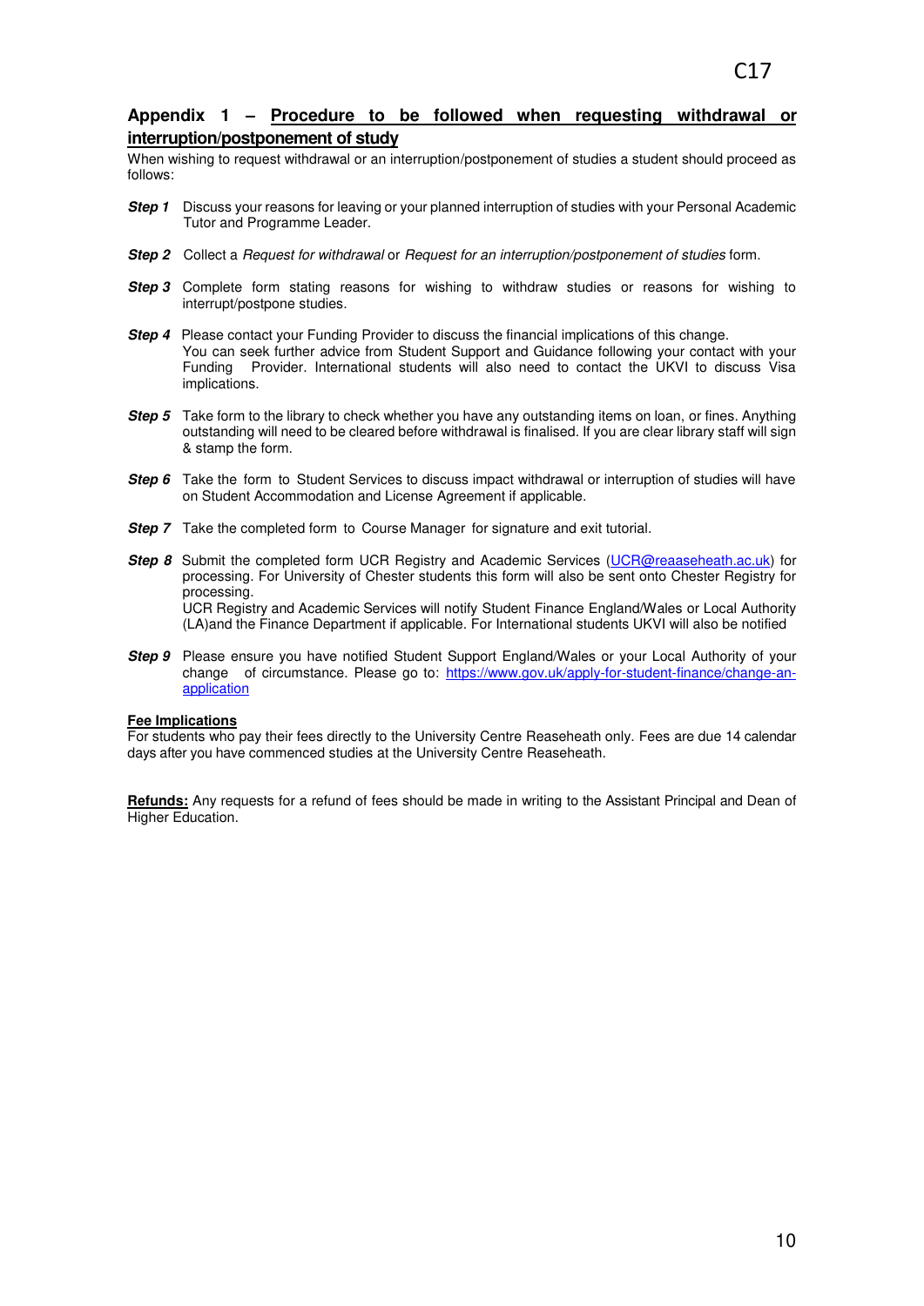## Appendix 1 – Procedure to be followed when requesting withdrawal or interruption/postponement of study

When wishing to request withdrawal or an interruption/postponement of studies a student should proceed as follows:

***Step 1*** Discuss your reasons for leaving or your planned interruption of studies with your Personal Academic Tutor and Programme Leader.

***Step 2*** Collect a *Request for withdrawal* or *Request for an interruption/postponement of studies* form.

***Step 3*** Complete form stating reasons for wishing to withdraw studies or reasons for wishing to interrupt/postpone studies.

***Step 4*** Please contact your Funding Provider to discuss the financial implications of this change. You can seek further advice from Student Support and Guidance following your contact with your Funding Provider. International students will also need to contact the UKVI to discuss Visa implications.

***Step 5*** Take form to the library to check whether you have any outstanding items on loan, or fines. Anything outstanding will need to be cleared before withdrawal is finalised. If you are clear library staff will sign & stamp the form.

***Step 6*** Take the form to Student Services to discuss impact withdrawal or interruption of studies will have on Student Accommodation and License Agreement if applicable.

***Step 7*** Take the completed form to Course Manager for signature and exit tutorial.

***Step 8*** Submit the completed form UCR Registry and Academic Services (UCR@reaaseheath.ac.uk) for processing. For University of Chester students this form will also be sent onto Chester Registry for processing.
UCR Registry and Academic Services will notify Student Finance England/Wales or Local Authority (LA)and the Finance Department if applicable. For International students UKVI will also be notified

***Step 9*** Please ensure you have notified Student Support England/Wales or your Local Authority of your change of circumstance. Please go to: https://www.gov.uk/apply-for-student-finance/change-an-application

**Fee Implications**
For students who pay their fees directly to the University Centre Reaseheath only. Fees are due 14 calendar days after you have commenced studies at the University Centre Reaseheath.

**Refunds:** Any requests for a refund of fees should be made in writing to the Assistant Principal and Dean of Higher Education.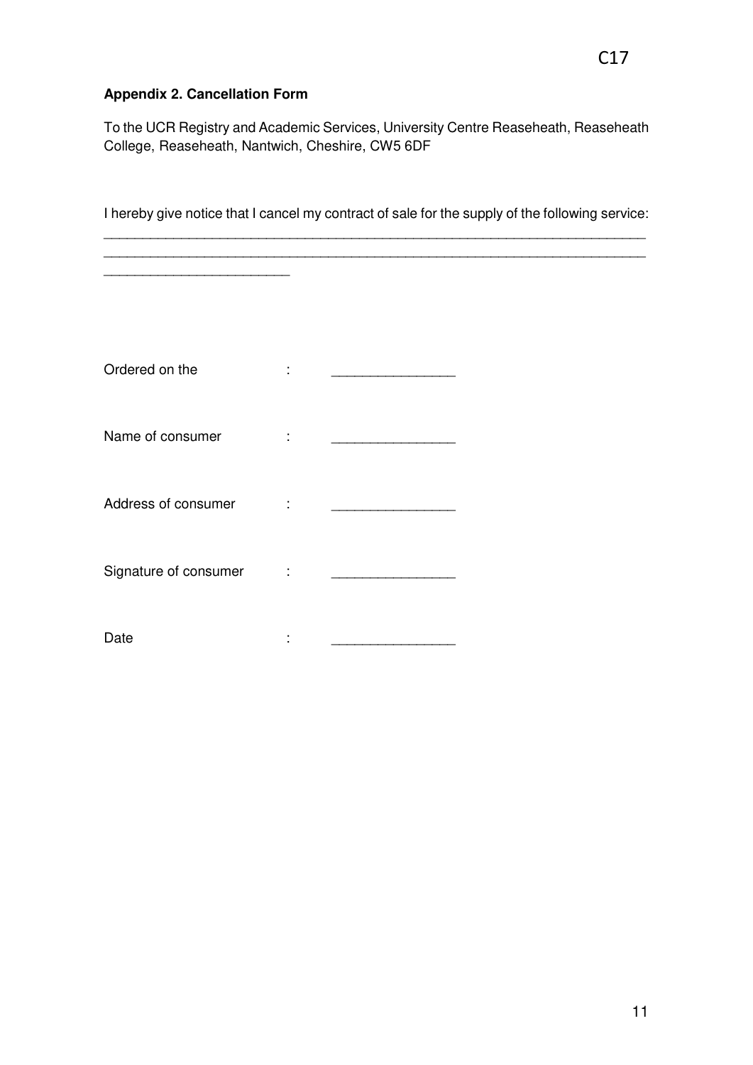C17

**Appendix 2. Cancellation Form**

To the UCR Registry and Academic Services, University Centre Reaseheath, Reaseheath College, Reaseheath, Nantwich, Cheshire, CW5 6DF

I hereby give notice that I cancel my contract of sale for the supply of the following service:
_____________________________________________________________________________
_____________________________________________________________________________
__________________________

Ordered on the : ________________

Name of consumer : ________________

Address of consumer : ________________

Signature of consumer : ________________

Date : ________________